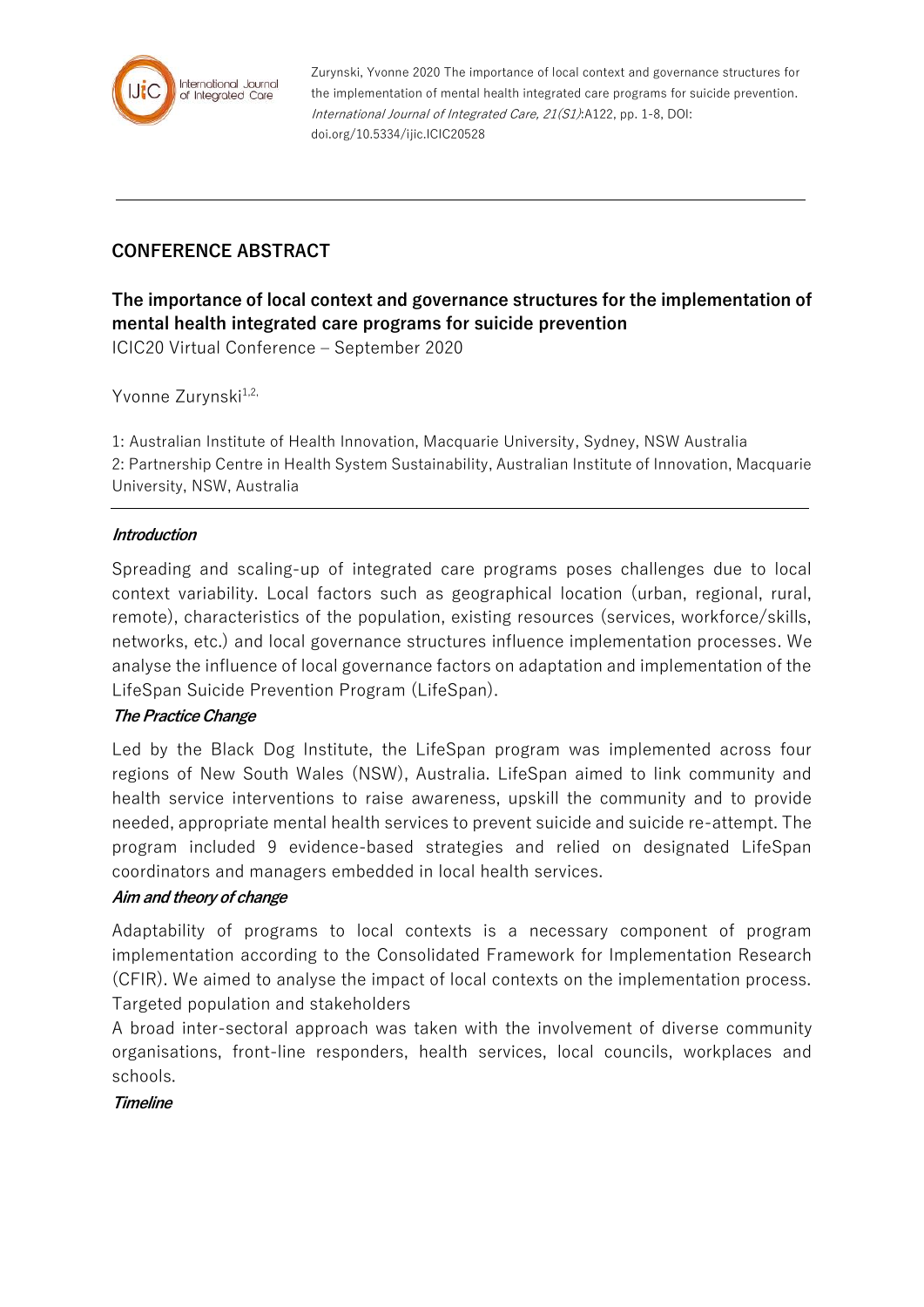Zurynski, Yvonne 2020 The importance of local context and governance structures for the implementation of mental health integrated care programs for suicide prevention. *International Journal of Integrated Care, 21(S1)*:A122, pp. 1-8, DOI: doi.org/10.5334/ijic.ICIC20528

## CONFERENCE ABSTRACT

# The importance of local context and governance structures for the implementation of mental health integrated care programs for suicide prevention

ICIC20 Virtual Conference – September 2020

Yvonne Zurynski[1,2,]

1: Australian Institute of Health Innovation, Macquarie University, Sydney, NSW Australia
2: Partnership Centre in Health System Sustainability, Australian Institute of Innovation, Macquarie University, NSW, Australia

### *Introduction*

Spreading and scaling-up of integrated care programs poses challenges due to local context variability. Local factors such as geographical location (urban, regional, rural, remote), characteristics of the population, existing resources (services, workforce/skills, networks, etc.) and local governance structures influence implementation processes. We analyse the influence of local governance factors on adaptation and implementation of the LifeSpan Suicide Prevention Program (LifeSpan).

### *The Practice Change*

Led by the Black Dog Institute, the LifeSpan program was implemented across four regions of New South Wales (NSW), Australia. LifeSpan aimed to link community and health service interventions to raise awareness, upskill the community and to provide needed, appropriate mental health services to prevent suicide and suicide re-attempt. The program included 9 evidence-based strategies and relied on designated LifeSpan coordinators and managers embedded in local health services.

### *Aim and theory of change*

Adaptability of programs to local contexts is a necessary component of program implementation according to the Consolidated Framework for Implementation Research (CFIR). We aimed to analyse the impact of local contexts on the implementation process.

Targeted population and stakeholders

A broad inter-sectoral approach was taken with the involvement of diverse community organisations, front-line responders, health services, local councils, workplaces and schools.

### *Timeline*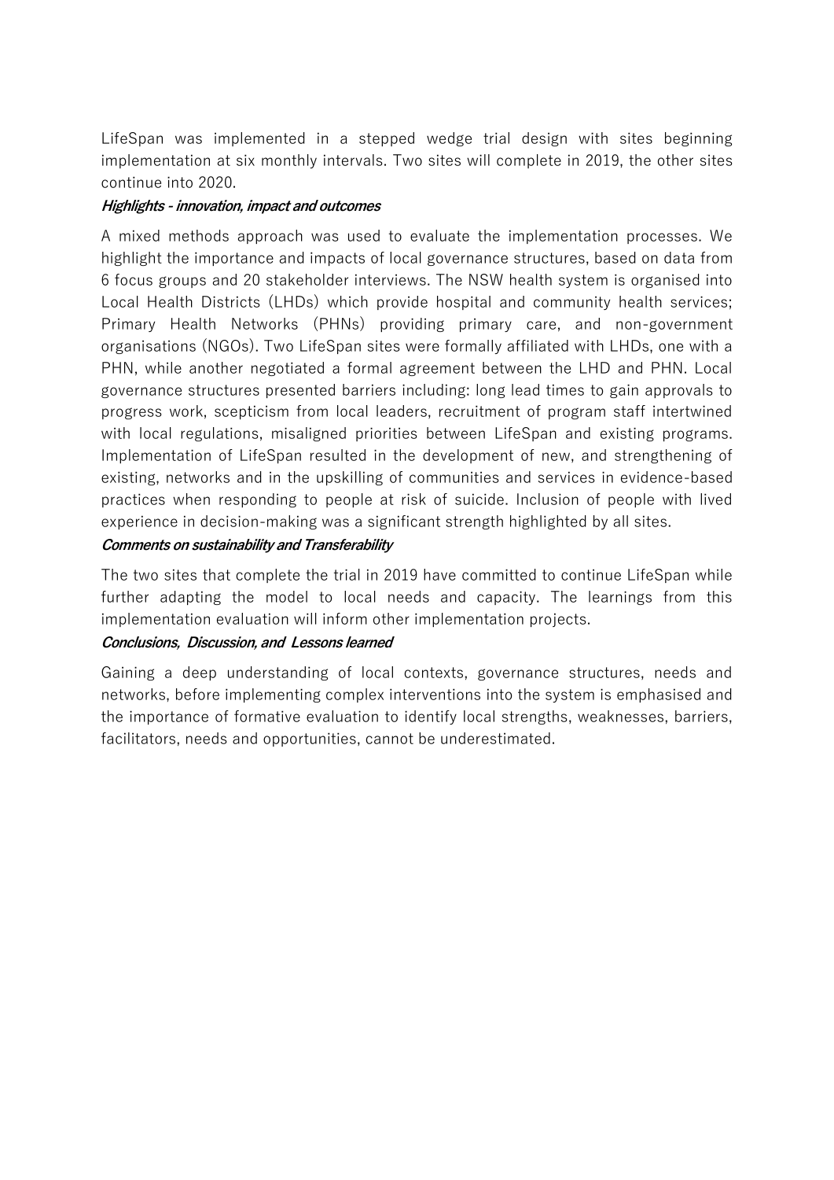LifeSpan was implemented in a stepped wedge trial design with sites beginning implementation at six monthly intervals. Two sites will complete in 2019, the other sites continue into 2020.

***Highlights - innovation, impact and outcomes***

A mixed methods approach was used to evaluate the implementation processes. We highlight the importance and impacts of local governance structures, based on data from 6 focus groups and 20 stakeholder interviews. The NSW health system is organised into Local Health Districts (LHDs) which provide hospital and community health services; Primary Health Networks (PHNs) providing primary care, and non-government organisations (NGOs). Two LifeSpan sites were formally affiliated with LHDs, one with a PHN, while another negotiated a formal agreement between the LHD and PHN. Local governance structures presented barriers including: long lead times to gain approvals to progress work, scepticism from local leaders, recruitment of program staff intertwined with local regulations, misaligned priorities between LifeSpan and existing programs. Implementation of LifeSpan resulted in the development of new, and strengthening of existing, networks and in the upskilling of communities and services in evidence-based practices when responding to people at risk of suicide. Inclusion of people with lived experience in decision-making was a significant strength highlighted by all sites.

***Comments on sustainability and Transferability***

The two sites that complete the trial in 2019 have committed to continue LifeSpan while further adapting the model to local needs and capacity. The learnings from this implementation evaluation will inform other implementation projects.

***Conclusions, Discussion, and Lessons learned***

Gaining a deep understanding of local contexts, governance structures, needs and networks, before implementing complex interventions into the system is emphasised and the importance of formative evaluation to identify local strengths, weaknesses, barriers, facilitators, needs and opportunities, cannot be underestimated.